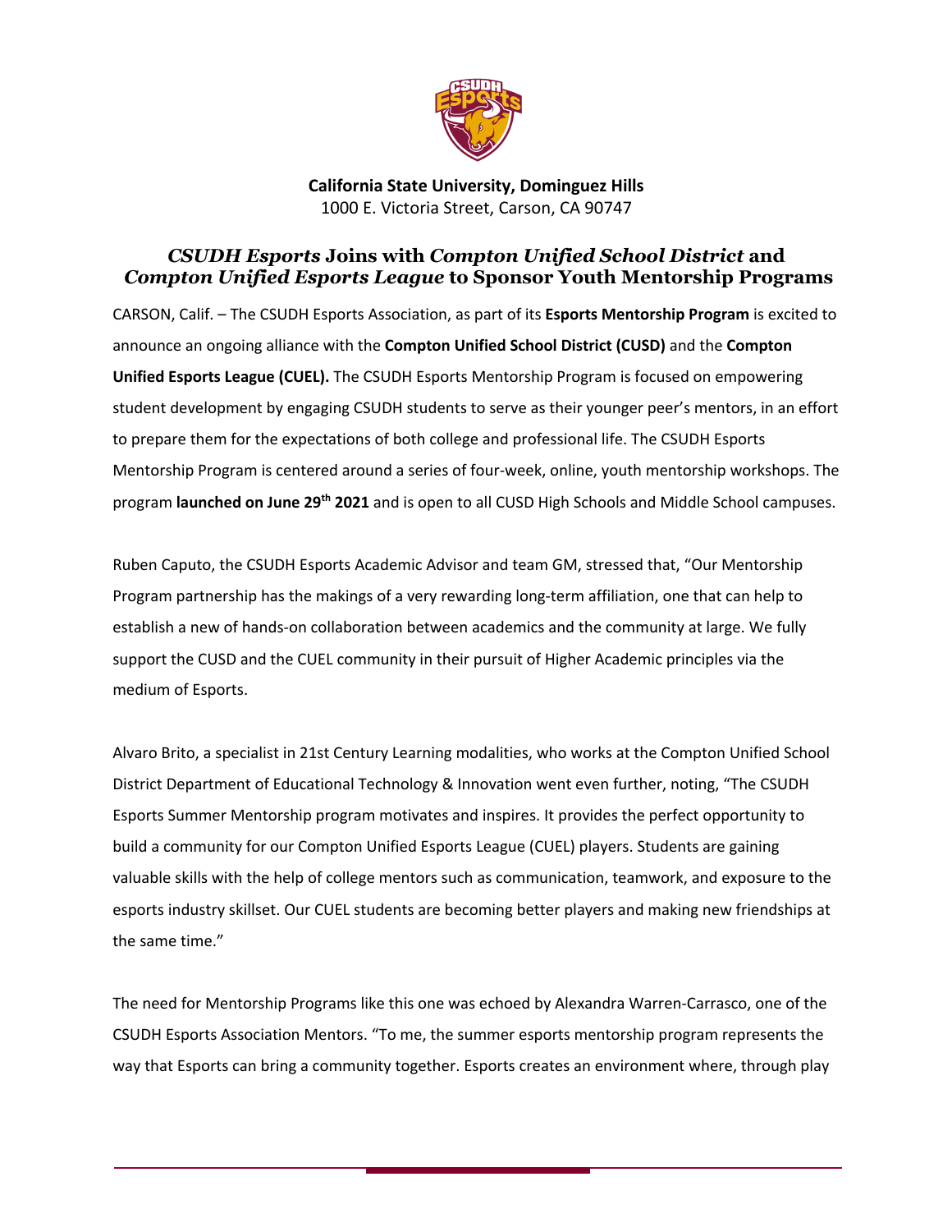**California State University, Dominguez Hills**
1000 E. Victoria Street, Carson, CA 90747

# *CSUDH Esports* Joins with *Compton Unified School District* and *Compton Unified Esports League* to Sponsor Youth Mentorship Programs

CARSON, Calif. – The CSUDH Esports Association, as part of its **Esports Mentorship Program** is excited to announce an ongoing alliance with the **Compton Unified School District (CUSD)** and the **Compton Unified Esports League (CUEL).** The CSUDH Esports Mentorship Program is focused on empowering student development by engaging CSUDH students to serve as their younger peer's mentors, in an effort to prepare them for the expectations of both college and professional life. The CSUDH Esports Mentorship Program is centered around a series of four-week, online, youth mentorship workshops. The program **launched on June 29th 2021** and is open to all CUSD High Schools and Middle School campuses.

Ruben Caputo, the CSUDH Esports Academic Advisor and team GM, stressed that, "Our Mentorship Program partnership has the makings of a very rewarding long-term affiliation, one that can help to establish a new of hands-on collaboration between academics and the community at large. We fully support the CUSD and the CUEL community in their pursuit of Higher Academic principles via the medium of Esports.

Alvaro Brito, a specialist in 21st Century Learning modalities, who works at the Compton Unified School District Department of Educational Technology & Innovation went even further, noting, "The CSUDH Esports Summer Mentorship program motivates and inspires. It provides the perfect opportunity to build a community for our Compton Unified Esports League (CUEL) players. Students are gaining valuable skills with the help of college mentors such as communication, teamwork, and exposure to the esports industry skillset. Our CUEL students are becoming better players and making new friendships at the same time."

The need for Mentorship Programs like this one was echoed by Alexandra Warren-Carrasco, one of the CSUDH Esports Association Mentors. "To me, the summer esports mentorship program represents the way that Esports can bring a community together. Esports creates an environment where, through play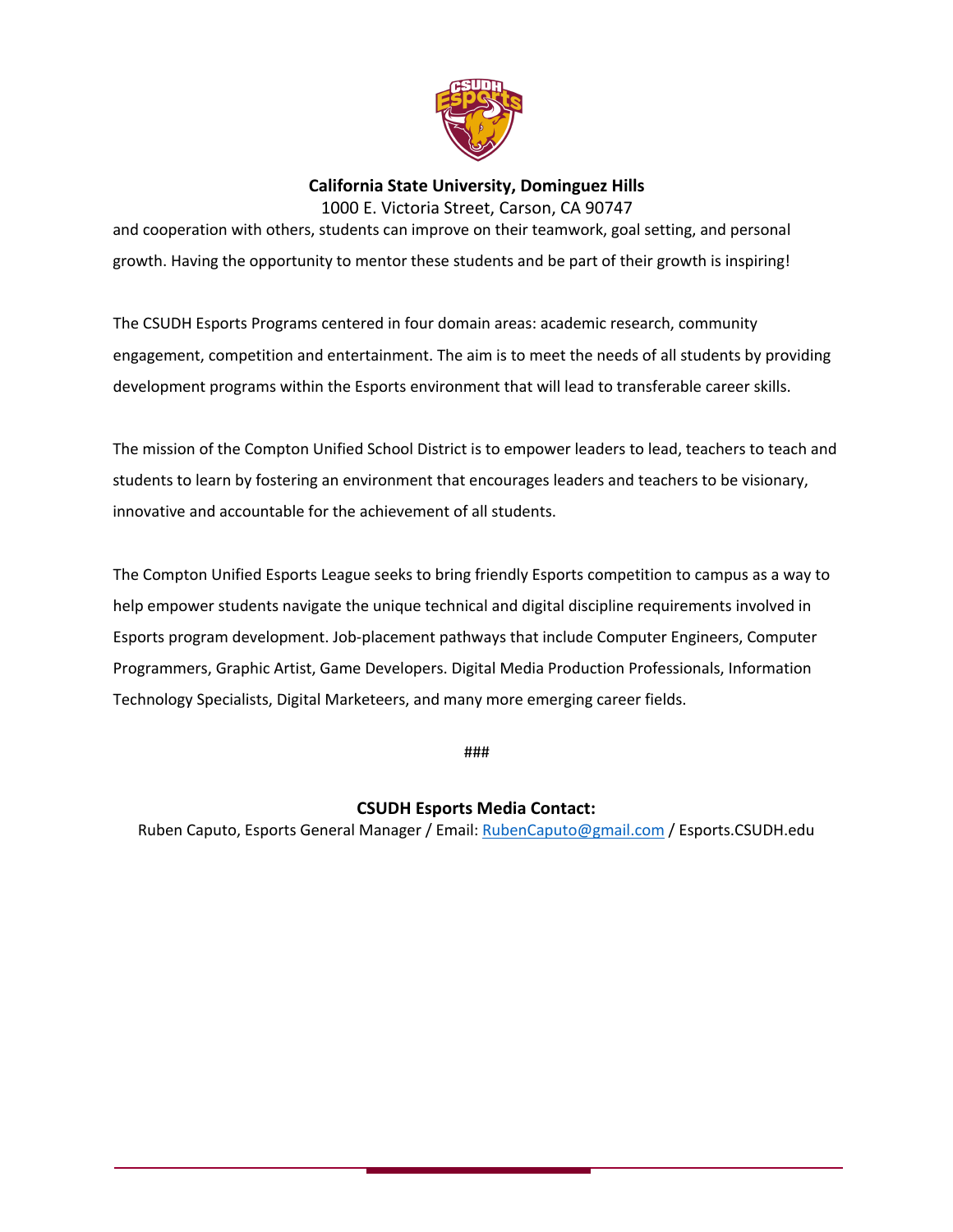**California State University, Dominguez Hills**
1000 E. Victoria Street, Carson, CA 90747

and cooperation with others, students can improve on their teamwork, goal setting, and personal growth. Having the opportunity to mentor these students and be part of their growth is inspiring!

The CSUDH Esports Programs centered in four domain areas: academic research, community engagement, competition and entertainment. The aim is to meet the needs of all students by providing development programs within the Esports environment that will lead to transferable career skills.

The mission of the Compton Unified School District is to empower leaders to lead, teachers to teach and students to learn by fostering an environment that encourages leaders and teachers to be visionary, innovative and accountable for the achievement of all students.

The Compton Unified Esports League seeks to bring friendly Esports competition to campus as a way to help empower students navigate the unique technical and digital discipline requirements involved in Esports program development. Job-placement pathways that include Computer Engineers, Computer Programmers, Graphic Artist, Game Developers. Digital Media Production Professionals, Information Technology Specialists, Digital Marketeers, and many more emerging career fields.

###

**CSUDH Esports Media Contact:**
Ruben Caputo, Esports General Manager / Email: RubenCaputo@gmail.com / Esports.CSUDH.edu